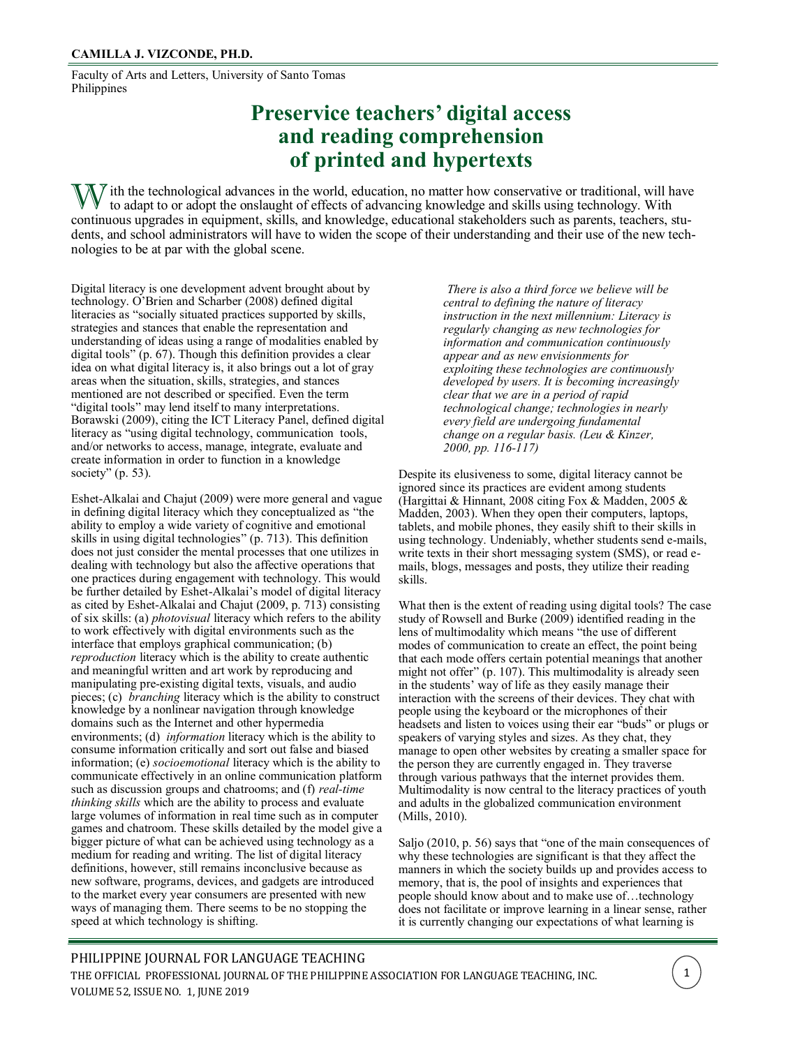**CAMILLA J. VIZCONDE, PH.D.**

Faculty of Arts and Letters, University of Santo Tomas
Philippines

# Preservice teachers' digital access and reading comprehension of printed and hypertexts

With the technological advances in the world, education, no matter how conservative or traditional, will have to adapt to or adopt the onslaught of effects of advancing knowledge and skills using technology. With continuous upgrades in equipment, skills, and knowledge, educational stakeholders such as parents, teachers, students, and school administrators will have to widen the scope of their understanding and their use of the new technologies to be at par with the global scene.

Digital literacy is one development advent brought about by technology. O'Brien and Scharber (2008) defined digital literacies as "socially situated practices supported by skills, strategies and stances that enable the representation and understanding of ideas using a range of modalities enabled by digital tools" (p. 67). Though this definition provides a clear idea on what digital literacy is, it also brings out a lot of gray areas when the situation, skills, strategies, and stances mentioned are not described or specified. Even the term "digital tools" may lend itself to many interpretations. Borawski (2009), citing the ICT Literacy Panel, defined digital literacy as "using digital technology, communication tools, and/or networks to access, manage, integrate, evaluate and create information in order to function in a knowledge society" (p. 53).

Eshet-Alkalai and Chajut (2009) were more general and vague in defining digital literacy which they conceptualized as "the ability to employ a wide variety of cognitive and emotional skills in using digital technologies" (p. 713). This definition does not just consider the mental processes that one utilizes in dealing with technology but also the affective operations that one practices during engagement with technology. This would be further detailed by Eshet-Alkalai's model of digital literacy as cited by Eshet-Alkalai and Chajut (2009, p. 713) consisting of six skills: (a) *photovisual* literacy which refers to the ability to work effectively with digital environments such as the interface that employs graphical communication; (b) *reproduction* literacy which is the ability to create authentic and meaningful written and art work by reproducing and manipulating pre-existing digital texts, visuals, and audio pieces; (c) *branching* literacy which is the ability to construct knowledge by a nonlinear navigation through knowledge domains such as the Internet and other hypermedia environments; (d) *information* literacy which is the ability to consume information critically and sort out false and biased information; (e) *socioemotional* literacy which is the ability to communicate effectively in an online communication platform such as discussion groups and chatrooms; and (f) *real-time thinking skills* which are the ability to process and evaluate large volumes of information in real time such as in computer games and chatroom. These skills detailed by the model give a bigger picture of what can be achieved using technology as a medium for reading and writing. The list of digital literacy definitions, however, still remains inconclusive because as new software, programs, devices, and gadgets are introduced to the market every year consumers are presented with new ways of managing them. There seems to be no stopping the speed at which technology is shifting.

> *There is also a third force we believe will be central to defining the nature of literacy instruction in the next millennium: Literacy is regularly changing as new technologies for information and communication continuously appear and as new envisionments for exploiting these technologies are continuously developed by users. It is becoming increasingly clear that we are in a period of rapid technological change; technologies in nearly every field are undergoing fundamental change on a regular basis. (Leu & Kinzer, 2000, pp. 116-117)*

Despite its elusiveness to some, digital literacy cannot be ignored since its practices are evident among students (Hargittai & Hinnant, 2008 citing Fox & Madden, 2005 & Madden, 2003). When they open their computers, laptops, tablets, and mobile phones, they easily shift to their skills in using technology. Undeniably, whether students send e-mails, write texts in their short messaging system (SMS), or read e-mails, blogs, messages and posts, they utilize their reading skills.

What then is the extent of reading using digital tools? The case study of Rowsell and Burke (2009) identified reading in the lens of multimodality which means "the use of different modes of communication to create an effect, the point being that each mode offers certain potential meanings that another might not offer" (p. 107). This multimodality is already seen in the students' way of life as they easily manage their interaction with the screens of their devices. They chat with people using the keyboard or the microphones of their headsets and listen to voices using their ear "buds" or plugs or speakers of varying styles and sizes. As they chat, they manage to open other websites by creating a smaller space for the person they are currently engaged in. They traverse through various pathways that the internet provides them. Multimodality is now central to the literacy practices of youth and adults in the globalized communication environment (Mills, 2010).

Saljo (2010, p. 56) says that "one of the main consequences of why these technologies are significant is that they affect the manners in which the society builds up and provides access to memory, that is, the pool of insights and experiences that people should know about and to make use of…technology does not facilitate or improve learning in a linear sense, rather it is currently changing our expectations of what learning is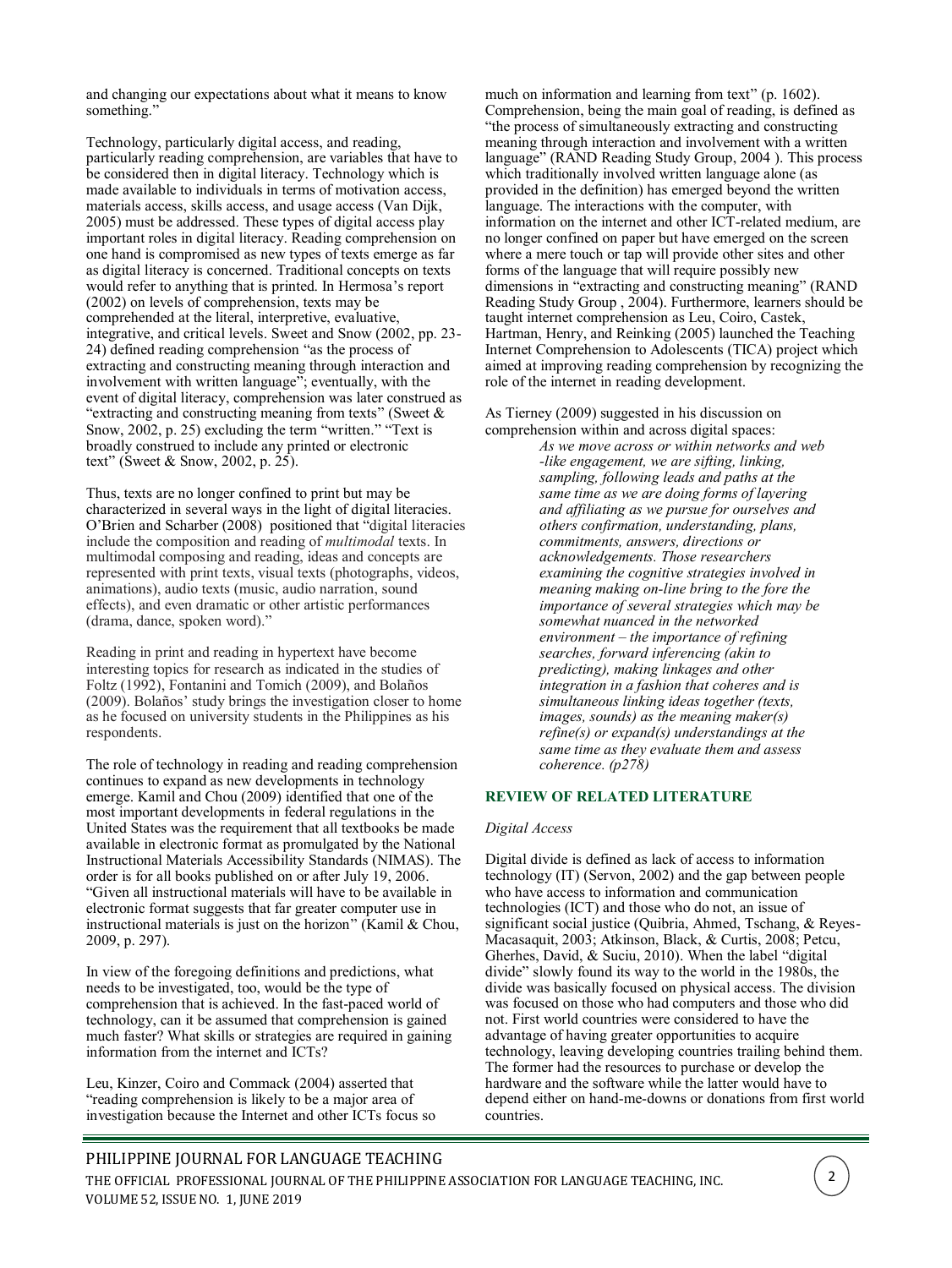and changing our expectations about what it means to know something."

Technology, particularly digital access, and reading, particularly reading comprehension, are variables that have to be considered then in digital literacy. Technology which is made available to individuals in terms of motivation access, materials access, skills access, and usage access (Van Dijk, 2005) must be addressed. These types of digital access play important roles in digital literacy. Reading comprehension on one hand is compromised as new types of texts emerge as far as digital literacy is concerned. Traditional concepts on texts would refer to anything that is printed. In Hermosa's report (2002) on levels of comprehension, texts may be comprehended at the literal, interpretive, evaluative, integrative, and critical levels. Sweet and Snow (2002, pp. 23-24) defined reading comprehension "as the process of extracting and constructing meaning through interaction and involvement with written language"; eventually, with the event of digital literacy, comprehension was later construed as "extracting and constructing meaning from texts" (Sweet & Snow, 2002, p. 25) excluding the term "written." "Text is broadly construed to include any printed or electronic text" (Sweet & Snow, 2002, p. 25).

Thus, texts are no longer confined to print but may be characterized in several ways in the light of digital literacies. O'Brien and Scharber (2008) positioned that "digital literacies include the composition and reading of *multimodal* texts. In multimodal composing and reading, ideas and concepts are represented with print texts, visual texts (photographs, videos, animations), audio texts (music, audio narration, sound effects), and even dramatic or other artistic performances (drama, dance, spoken word)."

Reading in print and reading in hypertext have become interesting topics for research as indicated in the studies of Foltz (1992), Fontanini and Tomich (2009), and Bolaños (2009). Bolaños' study brings the investigation closer to home as he focused on university students in the Philippines as his respondents.

The role of technology in reading and reading comprehension continues to expand as new developments in technology emerge. Kamil and Chou (2009) identified that one of the most important developments in federal regulations in the United States was the requirement that all textbooks be made available in electronic format as promulgated by the National Instructional Materials Accessibility Standards (NIMAS). The order is for all books published on or after July 19, 2006. "Given all instructional materials will have to be available in electronic format suggests that far greater computer use in instructional materials is just on the horizon" (Kamil & Chou, 2009, p. 297).

In view of the foregoing definitions and predictions, what needs to be investigated, too, would be the type of comprehension that is achieved. In the fast-paced world of technology, can it be assumed that comprehension is gained much faster? What skills or strategies are required in gaining information from the internet and ICTs?

Leu, Kinzer, Coiro and Commack (2004) asserted that "reading comprehension is likely to be a major area of investigation because the Internet and other ICTs focus so much on information and learning from text" (p. 1602). Comprehension, being the main goal of reading, is defined as "the process of simultaneously extracting and constructing meaning through interaction and involvement with a written language" (RAND Reading Study Group, 2004 ). This process which traditionally involved written language alone (as provided in the definition) has emerged beyond the written language. The interactions with the computer, with information on the internet and other ICT-related medium, are no longer confined on paper but have emerged on the screen where a mere touch or tap will provide other sites and other forms of the language that will require possibly new dimensions in "extracting and constructing meaning" (RAND Reading Study Group , 2004). Furthermore, learners should be taught internet comprehension as Leu, Coiro, Castek, Hartman, Henry, and Reinking (2005) launched the Teaching Internet Comprehension to Adolescents (TICA) project which aimed at improving reading comprehension by recognizing the role of the internet in reading development.

As Tierney (2009) suggested in his discussion on comprehension within and across digital spaces:

> *As we move across or within networks and web -like engagement, we are sifting, linking, sampling, following leads and paths at the same time as we are doing forms of layering and affiliating as we pursue for ourselves and others confirmation, understanding, plans, commitments, answers, directions or acknowledgements. Those researchers examining the cognitive strategies involved in meaning making on-line bring to the fore the importance of several strategies which may be somewhat nuanced in the networked environment – the importance of refining searches, forward inferencing (akin to predicting), making linkages and other integration in a fashion that coheres and is simultaneous linking ideas together (texts, images, sounds) as the meaning maker(s) refine(s) or expand(s) understandings at the same time as they evaluate them and assess coherence. (p278)*

## REVIEW OF RELATED LITERATURE

### *Digital Access*

Digital divide is defined as lack of access to information technology (IT) (Servon, 2002) and the gap between people who have access to information and communication technologies (ICT) and those who do not, an issue of significant social justice (Quibria, Ahmed, Tschang, & Reyes-Macasaquit, 2003; Atkinson, Black, & Curtis, 2008; Petcu, Gherhes, David, & Suciu, 2010). When the label "digital divide" slowly found its way to the world in the 1980s, the divide was basically focused on physical access. The division was focused on those who had computers and those who did not. First world countries were considered to have the advantage of having greater opportunities to acquire technology, leaving developing countries trailing behind them. The former had the resources to purchase or develop the hardware and the software while the latter would have to depend either on hand-me-downs or donations from first world countries.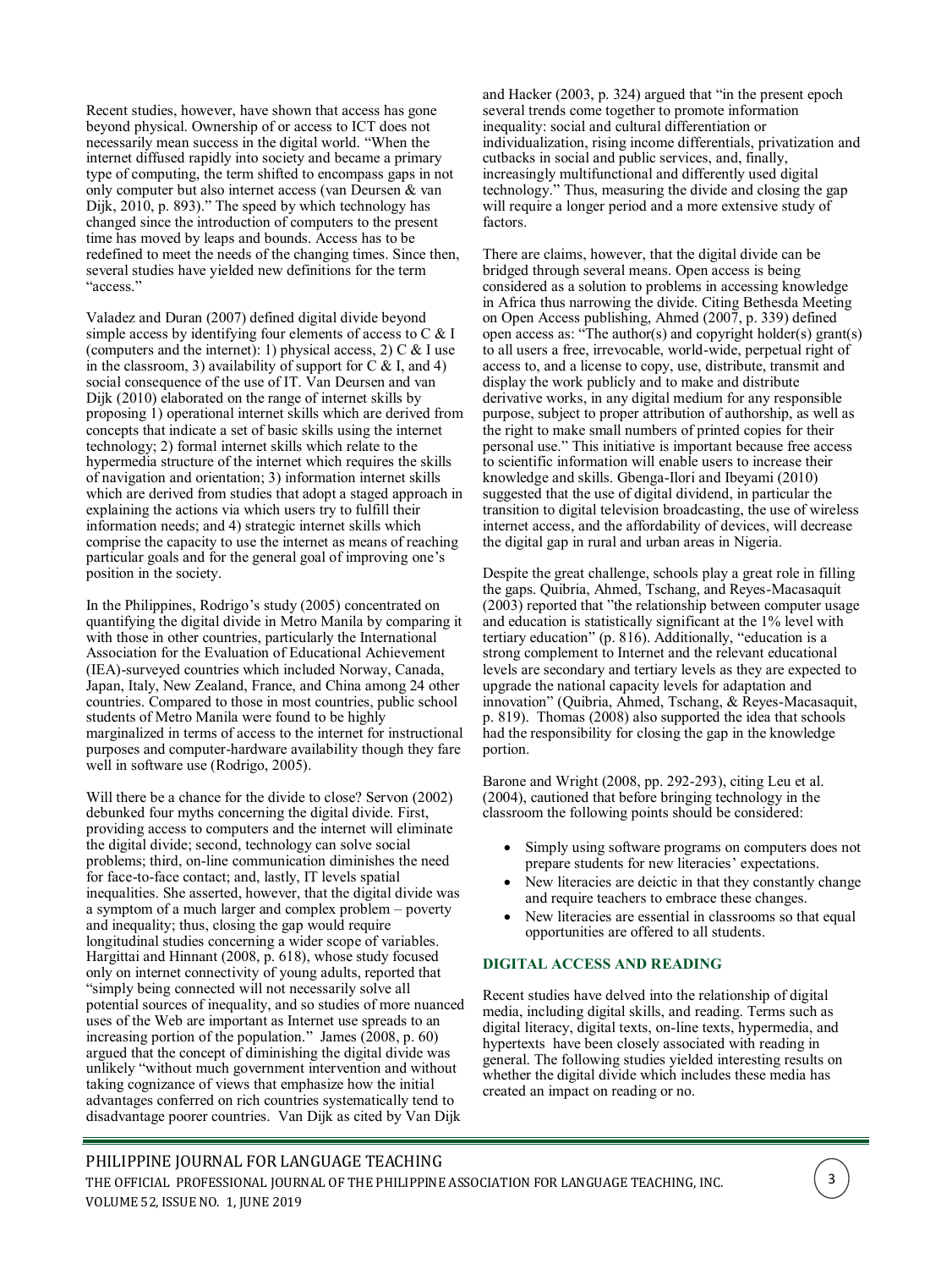Recent studies, however, have shown that access has gone beyond physical. Ownership of or access to ICT does not necessarily mean success in the digital world. "When the internet diffused rapidly into society and became a primary type of computing, the term shifted to encompass gaps in not only computer but also internet access (van Deursen & van Dijk, 2010, p. 893)." The speed by which technology has changed since the introduction of computers to the present time has moved by leaps and bounds. Access has to be redefined to meet the needs of the changing times. Since then, several studies have yielded new definitions for the term "access."

Valadez and Duran (2007) defined digital divide beyond simple access by identifying four elements of access to C & I (computers and the internet): 1) physical access, 2) C & I use in the classroom, 3) availability of support for C & I, and 4) social consequence of the use of IT. Van Deursen and van Dijk (2010) elaborated on the range of internet skills by proposing 1) operational internet skills which are derived from concepts that indicate a set of basic skills using the internet technology; 2) formal internet skills which relate to the hypermedia structure of the internet which requires the skills of navigation and orientation; 3) information internet skills which are derived from studies that adopt a staged approach in explaining the actions via which users try to fulfill their information needs; and 4) strategic internet skills which comprise the capacity to use the internet as means of reaching particular goals and for the general goal of improving one's position in the society.

In the Philippines, Rodrigo's study (2005) concentrated on quantifying the digital divide in Metro Manila by comparing it with those in other countries, particularly the International Association for the Evaluation of Educational Achievement (IEA)-surveyed countries which included Norway, Canada, Japan, Italy, New Zealand, France, and China among 24 other countries. Compared to those in most countries, public school students of Metro Manila were found to be highly marginalized in terms of access to the internet for instructional purposes and computer-hardware availability though they fare well in software use (Rodrigo, 2005).

Will there be a chance for the divide to close? Servon (2002) debunked four myths concerning the digital divide. First, providing access to computers and the internet will eliminate the digital divide; second, technology can solve social problems; third, on-line communication diminishes the need for face-to-face contact; and, lastly, IT levels spatial inequalities. She asserted, however, that the digital divide was a symptom of a much larger and complex problem – poverty and inequality; thus, closing the gap would require longitudinal studies concerning a wider scope of variables. Hargittai and Hinnant (2008, p. 618), whose study focused only on internet connectivity of young adults, reported that "simply being connected will not necessarily solve all potential sources of inequality, and so studies of more nuanced uses of the Web are important as Internet use spreads to an increasing portion of the population." James (2008, p. 60) argued that the concept of diminishing the digital divide was unlikely "without much government intervention and without taking cognizance of views that emphasize how the initial advantages conferred on rich countries systematically tend to disadvantage poorer countries. Van Dijk as cited by Van Dijk and Hacker (2003, p. 324) argued that "in the present epoch several trends come together to promote information inequality: social and cultural differentiation or individualization, rising income differentials, privatization and cutbacks in social and public services, and, finally, increasingly multifunctional and differently used digital technology." Thus, measuring the divide and closing the gap will require a longer period and a more extensive study of factors.

There are claims, however, that the digital divide can be bridged through several means. Open access is being considered as a solution to problems in accessing knowledge in Africa thus narrowing the divide. Citing Bethesda Meeting on Open Access publishing, Ahmed (2007, p. 339) defined open access as: "The author(s) and copyright holder(s) grant(s) to all users a free, irrevocable, world-wide, perpetual right of access to, and a license to copy, use, distribute, transmit and display the work publicly and to make and distribute derivative works, in any digital medium for any responsible purpose, subject to proper attribution of authorship, as well as the right to make small numbers of printed copies for their personal use." This initiative is important because free access to scientific information will enable users to increase their knowledge and skills. Gbenga-Ilori and Ibeyami (2010) suggested that the use of digital dividend, in particular the transition to digital television broadcasting, the use of wireless internet access, and the affordability of devices, will decrease the digital gap in rural and urban areas in Nigeria.

Despite the great challenge, schools play a great role in filling the gaps. Quibria, Ahmed, Tschang, and Reyes-Macasaquit (2003) reported that "the relationship between computer usage and education is statistically significant at the 1% level with tertiary education" (p. 816). Additionally, "education is a strong complement to Internet and the relevant educational levels are secondary and tertiary levels as they are expected to upgrade the national capacity levels for adaptation and innovation" (Quibria, Ahmed, Tschang, & Reyes-Macasaquit, p. 819). Thomas (2008) also supported the idea that schools had the responsibility for closing the gap in the knowledge portion.

Barone and Wright (2008, pp. 292-293), citing Leu et al. (2004), cautioned that before bringing technology in the classroom the following points should be considered:

- Simply using software programs on computers does not prepare students for new literacies' expectations.
- New literacies are deictic in that they constantly change and require teachers to embrace these changes.
- New literacies are essential in classrooms so that equal opportunities are offered to all students.

## DIGITAL ACCESS AND READING

Recent studies have delved into the relationship of digital media, including digital skills, and reading. Terms such as digital literacy, digital texts, on-line texts, hypermedia, and hypertexts have been closely associated with reading in general. The following studies yielded interesting results on whether the digital divide which includes these media has created an impact on reading or no.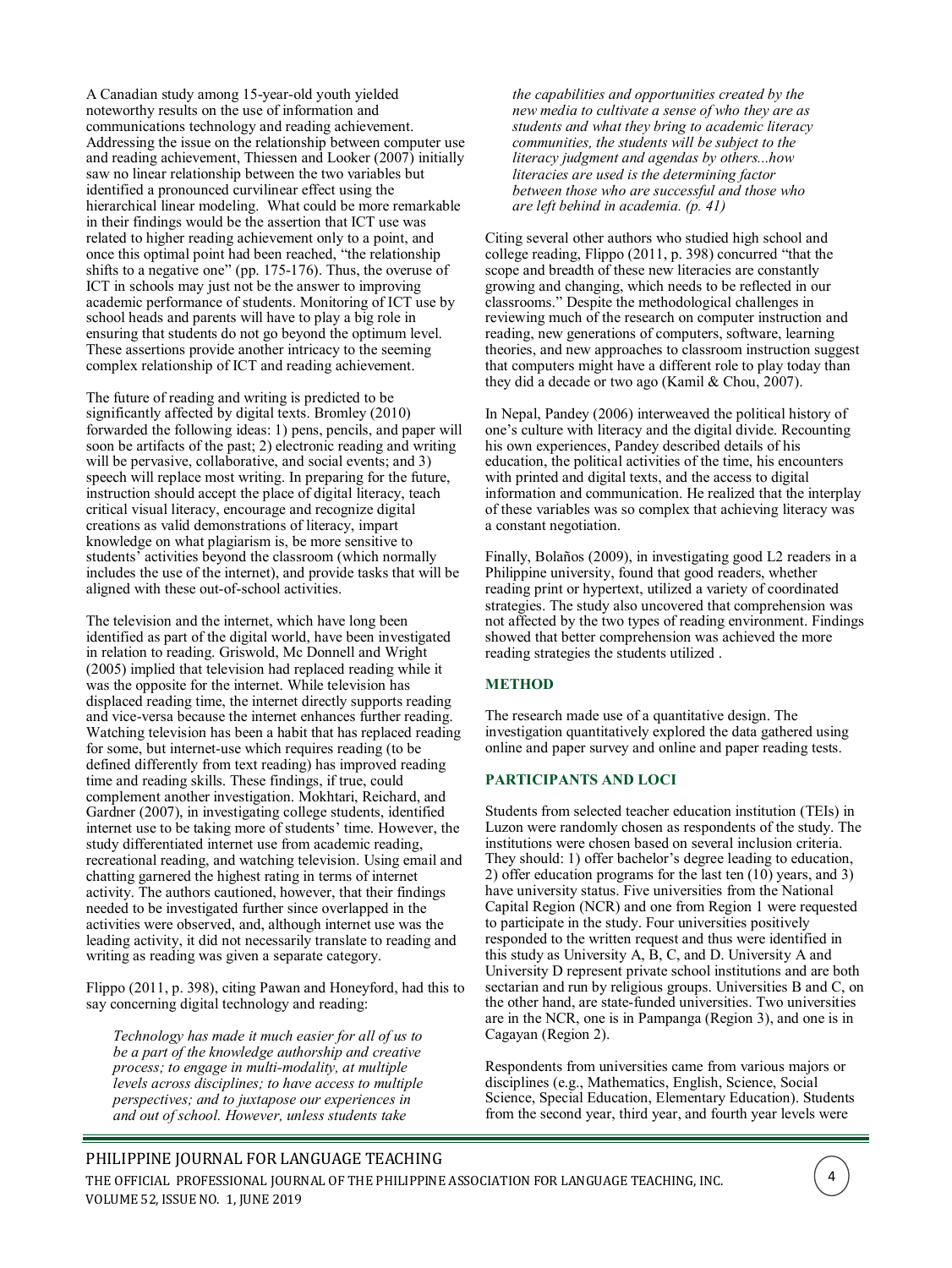A Canadian study among 15-year-old youth yielded noteworthy results on the use of information and communications technology and reading achievement. Addressing the issue on the relationship between computer use and reading achievement, Thiessen and Looker (2007) initially saw no linear relationship between the two variables but identified a pronounced curvilinear effect using the hierarchical linear modeling. What could be more remarkable in their findings would be the assertion that ICT use was related to higher reading achievement only to a point, and once this optimal point had been reached, "the relationship shifts to a negative one" (pp. 175-176). Thus, the overuse of ICT in schools may just not be the answer to improving academic performance of students. Monitoring of ICT use by school heads and parents will have to play a big role in ensuring that students do not go beyond the optimum level. These assertions provide another intricacy to the seeming complex relationship of ICT and reading achievement.

The future of reading and writing is predicted to be significantly affected by digital texts. Bromley (2010) forwarded the following ideas: 1) pens, pencils, and paper will soon be artifacts of the past; 2) electronic reading and writing will be pervasive, collaborative, and social events; and 3) speech will replace most writing. In preparing for the future, instruction should accept the place of digital literacy, teach critical visual literacy, encourage and recognize digital creations as valid demonstrations of literacy, impart knowledge on what plagiarism is, be more sensitive to students' activities beyond the classroom (which normally includes the use of the internet), and provide tasks that will be aligned with these out-of-school activities.

The television and the internet, which have long been identified as part of the digital world, have been investigated in relation to reading. Griswold, Mc Donnell and Wright (2005) implied that television had replaced reading while it was the opposite for the internet. While television has displaced reading time, the internet directly supports reading and vice-versa because the internet enhances further reading. Watching television has been a habit that has replaced reading for some, but internet-use which requires reading (to be defined differently from text reading) has improved reading time and reading skills. These findings, if true, could complement another investigation. Mokhtari, Reichard, and Gardner (2007), in investigating college students, identified internet use to be taking more of students' time. However, the study differentiated internet use from academic reading, recreational reading, and watching television. Using email and chatting garnered the highest rating in terms of internet activity. The authors cautioned, however, that their findings needed to be investigated further since overlapped in the activities were observed, and, although internet use was the leading activity, it did not necessarily translate to reading and writing as reading was given a separate category.

Flippo (2011, p. 398), citing Pawan and Honeyford, had this to say concerning digital technology and reading:

> *Technology has made it much easier for all of us to be a part of the knowledge authorship and creative process; to engage in multi-modality, at multiple levels across disciplines; to have access to multiple perspectives; and to juxtapose our experiences in and out of school. However, unless students take the capabilities and opportunities created by the new media to cultivate a sense of who they are as students and what they bring to academic literacy communities, the students will be subject to the literacy judgment and agendas by others...how literacies are used is the determining factor between those who are successful and those who are left behind in academia. (p. 41)*

Citing several other authors who studied high school and college reading, Flippo (2011, p. 398) concurred "that the scope and breadth of these new literacies are constantly growing and changing, which needs to be reflected in our classrooms." Despite the methodological challenges in reviewing much of the research on computer instruction and reading, new generations of computers, software, learning theories, and new approaches to classroom instruction suggest that computers might have a different role to play today than they did a decade or two ago (Kamil & Chou, 2007).

In Nepal, Pandey (2006) interweaved the political history of one's culture with literacy and the digital divide. Recounting his own experiences, Pandey described details of his education, the political activities of the time, his encounters with printed and digital texts, and the access to digital information and communication. He realized that the interplay of these variables was so complex that achieving literacy was a constant negotiation.

Finally, Bolaños (2009), in investigating good L2 readers in a Philippine university, found that good readers, whether reading print or hypertext, utilized a variety of coordinated strategies. The study also uncovered that comprehension was not affected by the two types of reading environment. Findings showed that better comprehension was achieved the more reading strategies the students utilized .

## METHOD

The research made use of a quantitative design. The investigation quantitatively explored the data gathered using online and paper survey and online and paper reading tests.

## PARTICIPANTS AND LOCI

Students from selected teacher education institution (TEIs) in Luzon were randomly chosen as respondents of the study. The institutions were chosen based on several inclusion criteria. They should: 1) offer bachelor's degree leading to education, 2) offer education programs for the last ten (10) years, and 3) have university status. Five universities from the National Capital Region (NCR) and one from Region 1 were requested to participate in the study. Four universities positively responded to the written request and thus were identified in this study as University A, B, C, and D. University A and University D represent private school institutions and are both sectarian and run by religious groups. Universities B and C, on the other hand, are state-funded universities. Two universities are in the NCR, one is in Pampanga (Region 3), and one is in Cagayan (Region 2).

Respondents from universities came from various majors or disciplines (e.g., Mathematics, English, Science, Social Science, Special Education, Elementary Education). Students from the second year, third year, and fourth year levels were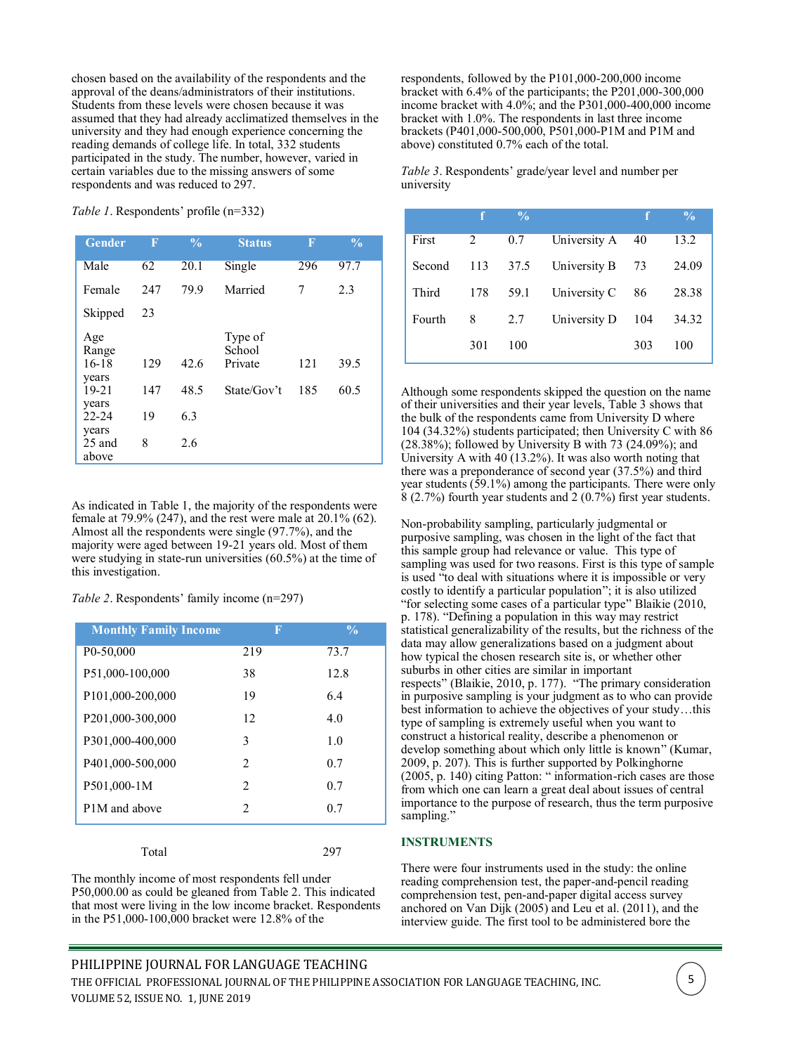chosen based on the availability of the respondents and the approval of the deans/administrators of their institutions. Students from these levels were chosen because it was assumed that they had already acclimatized themselves in the university and they had enough experience concerning the reading demands of college life. In total, 332 students participated in the study. The number, however, varied in certain variables due to the missing answers of some respondents and was reduced to 297.

*Table 1*. Respondents' profile (n=332)

| Gender | F | % | Status | F | % |
|---|---|---|---|---|---|
| Male | 62 | 20.1 | Single | 296 | 97.7 |
| Female | 247 | 79.9 | Married | 7 | 2.3 |
| Skipped | 23 | | | | |
| Age Range | | | Type of School | | |
| 16-18 years | 129 | 42.6 | Private | 121 | 39.5 |
| 19-21 years | 147 | 48.5 | State/Gov't | 185 | 60.5 |
| 22-24 years | 19 | 6.3 | | | |
| 25 and above | 8 | 2.6 | | | |

As indicated in Table 1, the majority of the respondents were female at 79.9% (247), and the rest were male at 20.1% (62). Almost all the respondents were single (97.7%), and the majority were aged between 19-21 years old. Most of them were studying in state-run universities (60.5%) at the time of this investigation.

*Table 2*. Respondents' family income (n=297)

| Monthly Family Income | F | % |
|---|---|---|
| P0-50,000 | 219 | 73.7 |
| P51,000-100,000 | 38 | 12.8 |
| P101,000-200,000 | 19 | 6.4 |
| P201,000-300,000 | 12 | 4.0 |
| P301,000-400,000 | 3 | 1.0 |
| P401,000-500,000 | 2 | 0.7 |
| P501,000-1M | 2 | 0.7 |
| P1M and above | 2 | 0.7 |
| Total | 297 | |

The monthly income of most respondents fell under P50,000.00 as could be gleaned from Table 2. This indicated that most were living in the low income bracket. Respondents in the P51,000-100,000 bracket were 12.8% of the respondents, followed by the P101,000-200,000 income bracket with 6.4% of the participants; the P201,000-300,000 income bracket with 4.0%; and the P301,000-400,000 income bracket with 1.0%. The respondents in last three income brackets (P401,000-500,000, P501,000-P1M and P1M and above) constituted 0.7% each of the total.

*Table 3*. Respondents' grade/year level and number per university

| | f | % | | f | % |
|---|---|---|---|---|---|
| First | 2 | 0.7 | University A | 40 | 13.2 |
| Second | 113 | 37.5 | University B | 73 | 24.09 |
| Third | 178 | 59.1 | University C | 86 | 28.38 |
| Fourth | 8 | 2.7 | University D | 104 | 34.32 |
| | 301 | 100 | | 303 | 100 |

Although some respondents skipped the question on the name of their universities and their year levels, Table 3 shows that the bulk of the respondents came from University D where 104 (34.32%) students participated; then University C with 86 (28.38%); followed by University B with 73 (24.09%); and University A with 40 (13.2%). It was also worth noting that there was a preponderance of second year (37.5%) and third year students (59.1%) among the participants. There were only 8 (2.7%) fourth year students and 2 (0.7%) first year students.

Non-probability sampling, particularly judgmental or purposive sampling, was chosen in the light of the fact that this sample group had relevance or value. This type of sampling was used for two reasons. First is this type of sample is used "to deal with situations where it is impossible or very costly to identify a particular population"; it is also utilized "for selecting some cases of a particular type" Blaikie (2010, p. 178). "Defining a population in this way may restrict statistical generalizability of the results, but the richness of the data may allow generalizations based on a judgment about how typical the chosen research site is, or whether other suburbs in other cities are similar in important respects" (Blaikie, 2010, p. 177). "The primary consideration in purposive sampling is your judgment as to who can provide best information to achieve the objectives of your study…this type of sampling is extremely useful when you want to construct a historical reality, describe a phenomenon or develop something about which only little is known" (Kumar, 2009, p. 207). This is further supported by Polkinghorne (2005, p. 140) citing Patton: " information-rich cases are those from which one can learn a great deal about issues of central importance to the purpose of research, thus the term purposive sampling."

## INSTRUMENTS

There were four instruments used in the study: the online reading comprehension test, the paper-and-pencil reading comprehension test, pen-and-paper digital access survey anchored on Van Dijk (2005) and Leu et al. (2011), and the interview guide. The first tool to be administered bore the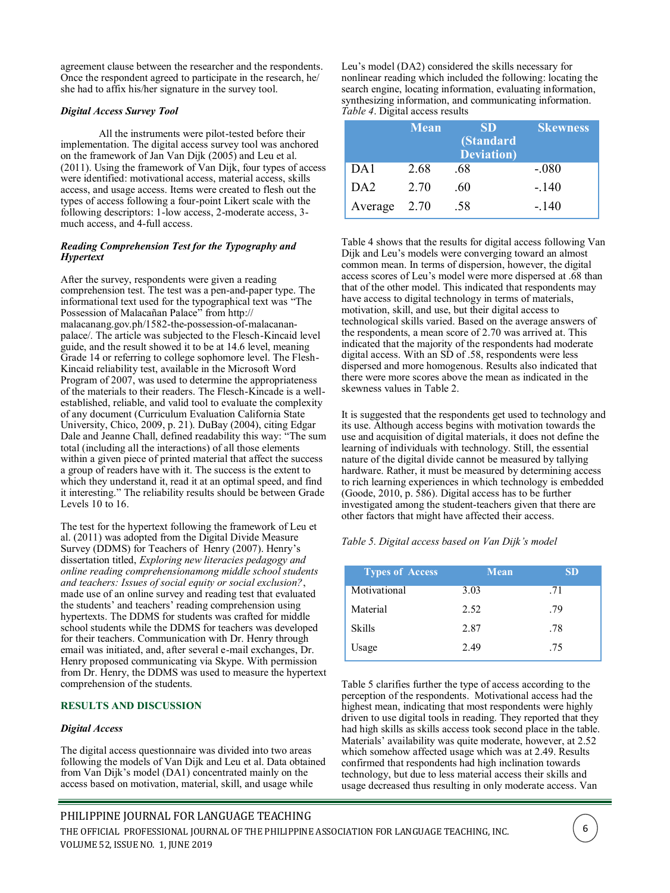agreement clause between the researcher and the respondents. Once the respondent agreed to participate in the research, he/she had to affix his/her signature in the survey tool.

***Digital Access Survey Tool***

All the instruments were pilot-tested before their implementation. The digital access survey tool was anchored on the framework of Jan Van Dijk (2005) and Leu et al. (2011). Using the framework of Van Dijk, four types of access were identified: motivational access, material access, skills access, and usage access. Items were created to flesh out the types of access following a four-point Likert scale with the following descriptors: 1-low access, 2-moderate access, 3-much access, and 4-full access.

***Reading Comprehension Test for the Typography and Hypertext***

After the survey, respondents were given a reading comprehension test. The test was a pen-and-paper type. The informational text used for the typographical text was "The Possession of Malacañan Palace" from http://malacanang.gov.ph/1582-the-possession-of-malacanan-palace/. The article was subjected to the Flesch-Kincaid level guide, and the result showed it to be at 14.6 level, meaning Grade 14 or referring to college sophomore level. The Flesh-Kincaid reliability test, available in the Microsoft Word Program of 2007, was used to determine the appropriateness of the materials to their readers. The Flesch-Kincade is a well-established, reliable, and valid tool to evaluate the complexity of any document (Curriculum Evaluation California State University, Chico, 2009, p. 21). DuBay (2004), citing Edgar Dale and Jeanne Chall, defined readability this way: "The sum total (including all the interactions) of all those elements within a given piece of printed material that affect the success a group of readers have with it. The success is the extent to which they understand it, read it at an optimal speed, and find it interesting." The reliability results should be between Grade Levels 10 to 16.

The test for the hypertext following the framework of Leu et al. (2011) was adopted from the Digital Divide Measure Survey (DDMS) for Teachers of Henry (2007). Henry's dissertation titled, *Exploring new literacies pedagogy and online reading comprehensionamong middle school students and teachers: Issues of social equity or social exclusion?*, made use of an online survey and reading test that evaluated the students' and teachers' reading comprehension using hypertexts. The DDMS for students was crafted for middle school students while the DDMS for teachers was developed for their teachers. Communication with Dr. Henry through email was initiated, and, after several e-mail exchanges, Dr. Henry proposed communicating via Skype. With permission from Dr. Henry, the DDMS was used to measure the hypertext comprehension of the students.

## RESULTS AND DISCUSSION

***Digital Access***

The digital access questionnaire was divided into two areas following the models of Van Dijk and Leu et al. Data obtained from Van Dijk's model (DA1) concentrated mainly on the access based on motivation, material, skill, and usage while Leu's model (DA2) considered the skills necessary for nonlinear reading which included the following: locating the search engine, locating information, evaluating information, synthesizing information, and communicating information.

*Table 4*. Digital access results

| | Mean | SD (Standard Deviation) | Skewness |
|---|---|---|---|
| DA1 | 2.68 | .68 | -.080 |
| DA2 | 2.70 | .60 | -.140 |
| Average | 2.70 | .58 | -.140 |

Table 4 shows that the results for digital access following Van Dijk and Leu's models were converging toward an almost common mean. In terms of dispersion, however, the digital access scores of Leu's model were more dispersed at .68 than that of the other model. This indicated that respondents may have access to digital technology in terms of materials, motivation, skill, and use, but their digital access to technological skills varied. Based on the average answers of the respondents, a mean score of 2.70 was arrived at. This indicated that the majority of the respondents had moderate digital access. With an SD of .58, respondents were less dispersed and more homogenous. Results also indicated that there were more scores above the mean as indicated in the skewness values in Table 2.

It is suggested that the respondents get used to technology and its use. Although access begins with motivation towards the use and acquisition of digital materials, it does not define the learning of individuals with technology. Still, the essential nature of the digital divide cannot be measured by tallying hardware. Rather, it must be measured by determining access to rich learning experiences in which technology is embedded (Goode, 2010, p. 586). Digital access has to be further investigated among the student-teachers given that there are other factors that might have affected their access.

*Table 5. Digital access based on Van Dijk's model*

| Types of Access | Mean | SD |
|---|---|---|
| Motivational | 3.03 | .71 |
| Material | 2.52 | .79 |
| Skills | 2.87 | .78 |
| Usage | 2.49 | .75 |

Table 5 clarifies further the type of access according to the perception of the respondents. Motivational access had the highest mean, indicating that most respondents were highly driven to use digital tools in reading. They reported that they had high skills as skills access took second place in the table. Materials' availability was quite moderate, however, at 2.52 which somehow affected usage which was at 2.49. Results confirmed that respondents had high inclination towards technology, but due to less material access their skills and usage decreased thus resulting in only moderate access. Van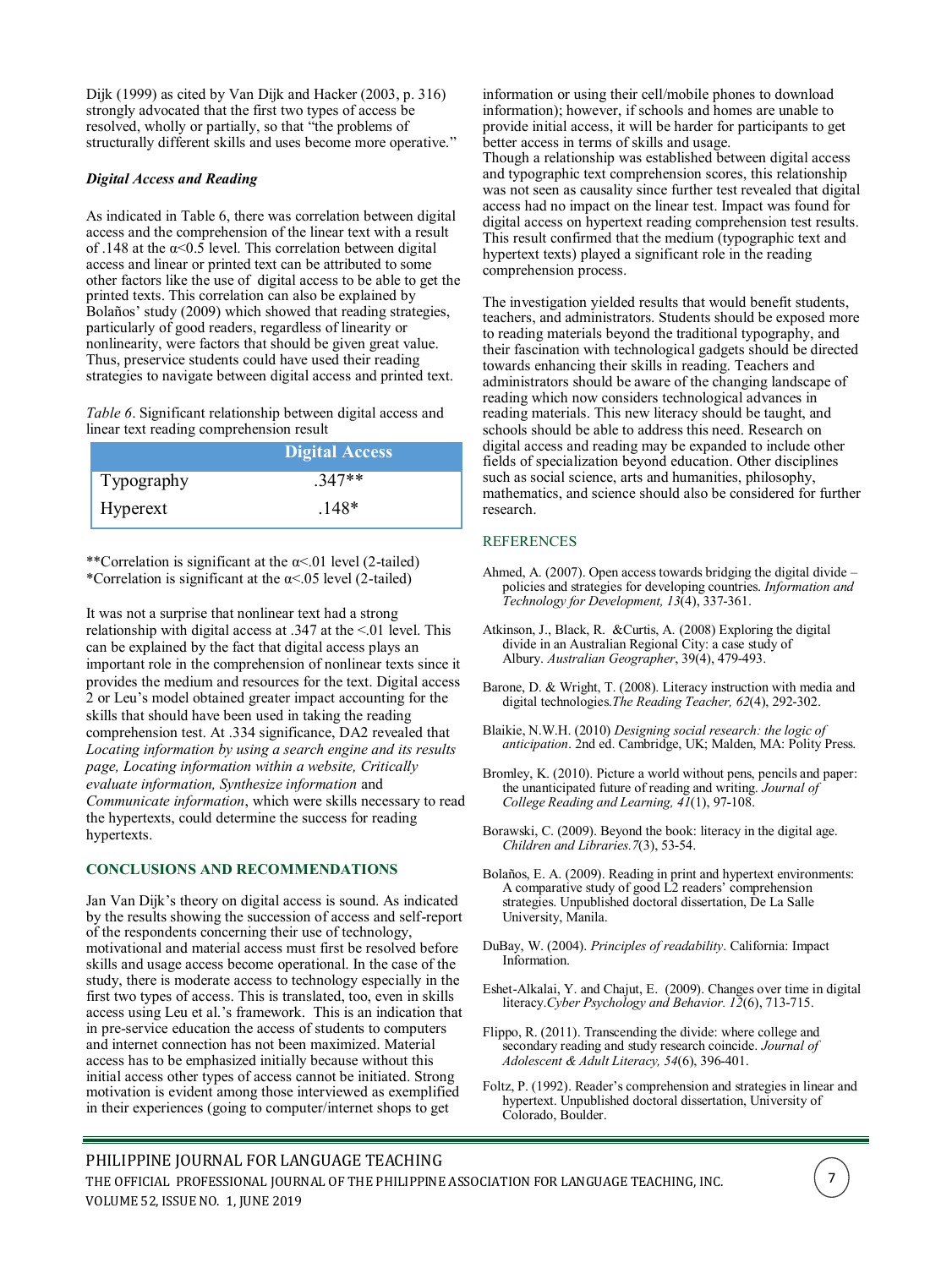Dijk (1999) as cited by Van Dijk and Hacker (2003, p. 316) strongly advocated that the first two types of access be resolved, wholly or partially, so that "the problems of structurally different skills and uses become more operative."

### *Digital Access and Reading*

As indicated in Table 6, there was correlation between digital access and the comprehension of the linear text with a result of .148 at the $\alpha$<0.5 level. This correlation between digital access and linear or printed text can be attributed to some other factors like the use of digital access to be able to get the printed texts. This correlation can also be explained by Bolaños' study (2009) which showed that reading strategies, particularly of good readers, regardless of linearity or nonlinearity, were factors that should be given great value. Thus, preservice students could have used their reading strategies to navigate between digital access and printed text.

*Table 6*. Significant relationship between digital access and linear text reading comprehension result

| | Digital Access |
|---|---|
| Typography | .347** |
| Hyperext | .148* |

**Correlation is significant at the $\alpha$<.01 level (2-tailed)
*Correlation is significant at the $\alpha$<.05 level (2-tailed)

It was not a surprise that nonlinear text had a strong relationship with digital access at .347 at the <.01 level. This can be explained by the fact that digital access plays an important role in the comprehension of nonlinear texts since it provides the medium and resources for the text. Digital access 2 or Leu's model obtained greater impact accounting for the skills that should have been used in taking the reading comprehension test. At .334 significance, DA2 revealed that *Locating information by using a search engine and its results page, Locating information within a website, Critically evaluate information, Synthesize information* and *Communicate information*, which were skills necessary to read the hypertexts, could determine the success for reading hypertexts.

## CONCLUSIONS AND RECOMMENDATIONS

Jan Van Dijk's theory on digital access is sound. As indicated by the results showing the succession of access and self-report of the respondents concerning their use of technology, motivational and material access must first be resolved before skills and usage access become operational. In the case of the study, there is moderate access to technology especially in the first two types of access. This is translated, too, even in skills access using Leu et al.'s framework. This is an indication that in pre-service education the access of students to computers and internet connection has not been maximized. Material access has to be emphasized initially because without this initial access other types of access cannot be initiated. Strong motivation is evident among those interviewed as exemplified in their experiences (going to computer/internet shops to get information or using their cell/mobile phones to download information); however, if schools and homes are unable to provide initial access, it will be harder for participants to get better access in terms of skills and usage.

Though a relationship was established between digital access and typographic text comprehension scores, this relationship was not seen as causality since further test revealed that digital access had no impact on the linear test. Impact was found for digital access on hypertext reading comprehension test results. This result confirmed that the medium (typographic text and hypertext texts) played a significant role in the reading comprehension process.

The investigation yielded results that would benefit students, teachers, and administrators. Students should be exposed more to reading materials beyond the traditional typography, and their fascination with technological gadgets should be directed towards enhancing their skills in reading. Teachers and administrators should be aware of the changing landscape of reading which now considers technological advances in reading materials. This new literacy should be taught, and schools should be able to address this need. Research on digital access and reading may be expanded to include other fields of specialization beyond education. Other disciplines such as social science, arts and humanities, philosophy, mathematics, and science should also be considered for further research.

## REFERENCES

Ahmed, A. (2007). Open access towards bridging the digital divide – policies and strategies for developing countries. *Information and Technology for Development, 13*(4), 337-361.

Atkinson, J., Black, R. &Curtis, A. (2008) Exploring the digital divide in an Australian Regional City: a case study of Albury. *Australian Geographer*, 39(4), 479-493.

Barone, D. & Wright, T. (2008). Literacy instruction with media and digital technologies.*The Reading Teacher, 62*(4), 292-302.

Blaikie, N.W.H. (2010) *Designing social research: the logic of anticipation*. 2nd ed. Cambridge, UK; Malden, MA: Polity Press.

Bromley, K. (2010). Picture a world without pens, pencils and paper: the unanticipated future of reading and writing. *Journal of College Reading and Learning, 41*(1), 97-108.

Borawski, C. (2009). Beyond the book: literacy in the digital age. *Children and Libraries.7*(3), 53-54.

Bolaños, E. A. (2009). Reading in print and hypertext environments: A comparative study of good L2 readers' comprehension strategies. Unpublished doctoral dissertation, De La Salle University, Manila.

DuBay, W. (2004). *Principles of readability*. California: Impact Information.

Eshet-Alkalai, Y. and Chajut, E. (2009). Changes over time in digital literacy.*Cyber Psychology and Behavior. 12*(6), 713-715.

Flippo, R. (2011). Transcending the divide: where college and secondary reading and study research coincide. *Journal of Adolescent & Adult Literacy, 54*(6), 396-401.

Foltz, P. (1992). Reader's comprehension and strategies in linear and hypertext. Unpublished doctoral dissertation, University of Colorado, Boulder.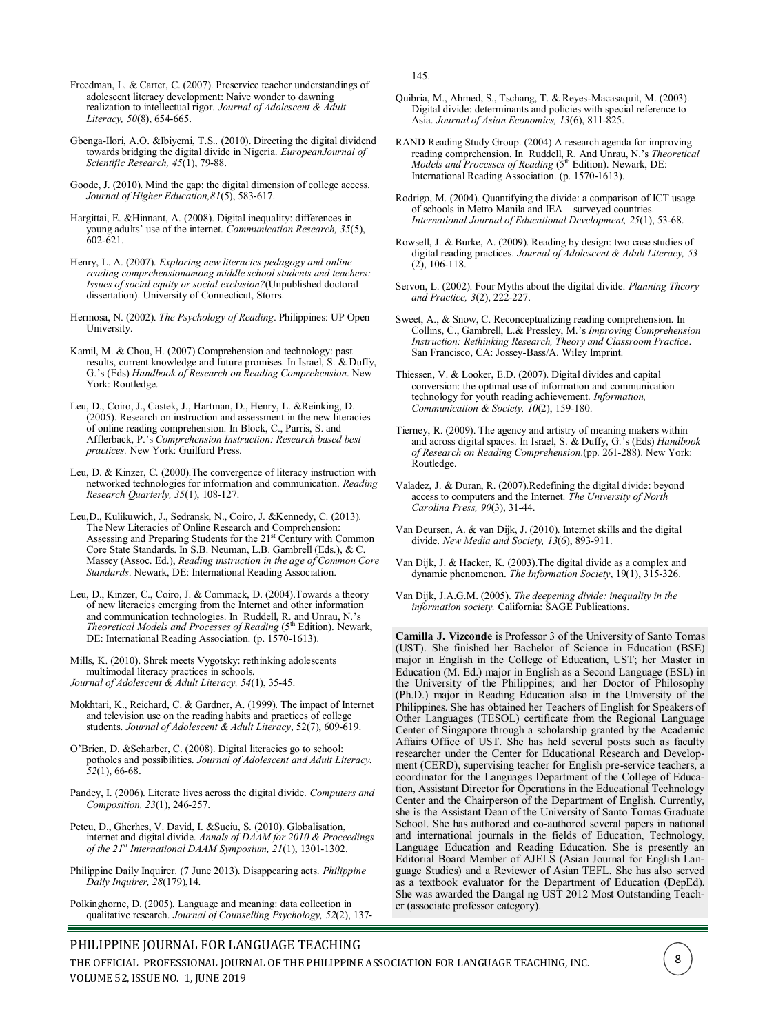Freedman, L. & Carter, C. (2007). Preservice teacher understandings of adolescent literacy development: Naive wonder to dawning realization to intellectual rigor. *Journal of Adolescent & Adult Literacy, 50*(8), 654-665.

Gbenga-Ilori, A.O. &Ibiyemi, T.S.. (2010). Directing the digital dividend towards bridging the digital divide in Nigeria. *EuropeanJournal of Scientific Research, 45*(1), 79-88.

Goode, J. (2010). Mind the gap: the digital dimension of college access. *Journal of Higher Education,81*(5), 583-617.

Hargittai, E. &Hinnant, A. (2008). Digital inequality: differences in young adults' use of the internet. *Communication Research, 35*(5), 602-621.

Henry, L. A. (2007). *Exploring new literacies pedagogy and online reading comprehensionamong middle school students and teachers: Issues of social equity or social exclusion?*(Unpublished doctoral dissertation). University of Connecticut, Storrs.

Hermosa, N. (2002). *The Psychology of Reading*. Philippines: UP Open University.

Kamil, M. & Chou, H. (2007) Comprehension and technology: past results, current knowledge and future promises. In Israel, S. & Duffy, G.'s (Eds) *Handbook of Research on Reading Comprehension*. New York: Routledge.

Leu, D., Coiro, J., Castek, J., Hartman, D., Henry, L. &Reinking, D. (2005). Research on instruction and assessment in the new literacies of online reading comprehension. In Block, C., Parris, S. and Afflerback, P.'s *Comprehension Instruction: Research based best practices.* New York: Guilford Press.

Leu, D. & Kinzer, C. (2000).The convergence of literacy instruction with networked technologies for information and communication. *Reading Research Quarterly, 35*(1), 108-127.

Leu,D., Kulikuwich, J., Sedransk, N., Coiro, J. &Kennedy, C. (2013). The New Literacies of Online Research and Comprehension: Assessing and Preparing Students for the 21st Century with Common Core State Standards. In S.B. Neuman, L.B. Gambrell (Eds.), & C. Massey (Assoc. Ed.), *Reading instruction in the age of Common Core Standards*. Newark, DE: International Reading Association.

Leu, D., Kinzer, C., Coiro, J. & Commack, D. (2004).Towards a theory of new literacies emerging from the Internet and other information and communication technologies. In Ruddell, R. and Unrau, N.'s *Theoretical Models and Processes of Reading* (5th Edition). Newark, DE: International Reading Association. (p. 1570-1613).

Mills, K. (2010). Shrek meets Vygotsky: rethinking adolescents multimodal literacy practices in schools. *Journal of Adolescent & Adult Literacy, 54*(1), 35-45.

Mokhtari, K., Reichard, C. & Gardner, A. (1999). The impact of Internet and television use on the reading habits and practices of college students. *Journal of Adolescent & Adult Literacy*, 52(7), 609-619.

O'Brien, D. &Scharber, C. (2008). Digital literacies go to school: potholes and possibilities. *Journal of Adolescent and Adult Literacy. 52*(1), 66-68.

Pandey, I. (2006). Literate lives across the digital divide. *Computers and Composition, 23*(1), 246-257.

Petcu, D., Gherhes, V. David, I. &Suciu, S. (2010). Globalisation, internet and digital divide. *Annals of DAAM for 2010 & Proceedings of the 21st International DAAM Symposium, 21*(1), 1301-1302.

Philippine Daily Inquirer. (7 June 2013). Disappearing acts. *Philippine Daily Inquirer, 28*(179),14.

Polkinghorne, D. (2005). Language and meaning: data collection in qualitative research. *Journal of Counselling Psychology, 52*(2), 137-145.

Quibria, M., Ahmed, S., Tschang, T. & Reyes-Macasaquit, M. (2003). Digital divide: determinants and policies with special reference to Asia. *Journal of Asian Economics, 13*(6), 811-825.

RAND Reading Study Group. (2004) A research agenda for improving reading comprehension. In Ruddell, R. And Unrau, N.'s *Theoretical Models and Processes of Reading* (5th Edition). Newark, DE: International Reading Association. (p. 1570-1613).

Rodrigo, M. (2004). Quantifying the divide: a comparison of ICT usage of schools in Metro Manila and IEA—surveyed countries. *International Journal of Educational Development, 25*(1), 53-68.

Rowsell, J. & Burke, A. (2009). Reading by design: two case studies of digital reading practices. *Journal of Adolescent & Adult Literacy, 53* (2), 106-118.

Servon, L. (2002). Four Myths about the digital divide. *Planning Theory and Practice, 3*(2), 222-227.

Sweet, A., & Snow, C. Reconceptualizing reading comprehension. In Collins, C., Gambrell, L.& Pressley, M.'s *Improving Comprehension Instruction: Rethinking Research, Theory and Classroom Practice*. San Francisco, CA: Jossey-Bass/A. Wiley Imprint.

Thiessen, V. & Looker, E.D. (2007). Digital divides and capital conversion: the optimal use of information and communication technology for youth reading achievement. *Information, Communication & Society, 10*(2), 159-180.

Tierney, R. (2009). The agency and artistry of meaning makers within and across digital spaces. In Israel, S. & Duffy, G.'s (Eds) *Handbook of Research on Reading Comprehension*.(pp. 261-288). New York: Routledge.

Valadez, J. & Duran, R. (2007).Redefining the digital divide: beyond access to computers and the Internet. *The University of North Carolina Press, 90*(3), 31-44.

Van Deursen, A. & van Dijk, J. (2010). Internet skills and the digital divide. *New Media and Society, 13*(6), 893-911.

Van Dijk, J. & Hacker, K. (2003).The digital divide as a complex and dynamic phenomenon. *The Information Society*, 19(1), 315-326.

Van Dijk, J.A.G.M. (2005). *The deepening divide: inequality in the information society.* California: SAGE Publications.

**Camilla J. Vizconde** is Professor 3 of the University of Santo Tomas (UST). She finished her Bachelor of Science in Education (BSE) major in English in the College of Education, UST; her Master in Education (M. Ed.) major in English as a Second Language (ESL) in the University of the Philippines; and her Doctor of Philosophy (Ph.D.) major in Reading Education also in the University of the Philippines. She has obtained her Teachers of English for Speakers of Other Languages (TESOL) certificate from the Regional Language Center of Singapore through a scholarship granted by the Academic Affairs Office of UST. She has held several posts such as faculty researcher under the Center for Educational Research and Development (CERD), supervising teacher for English pre-service teachers, a coordinator for the Languages Department of the College of Education, Assistant Director for Operations in the Educational Technology Center and the Chairperson of the Department of English. Currently, she is the Assistant Dean of the University of Santo Tomas Graduate School. She has authored and co-authored several papers in national and international journals in the fields of Education, Technology, Language Education and Reading Education. She is presently an Editorial Board Member of AJELS (Asian Journal for English Language Studies) and a Reviewer of Asian TEFL. She has also served as a textbook evaluator for the Department of Education (DepEd). She was awarded the Dangal ng UST 2012 Most Outstanding Teacher (associate professor category).